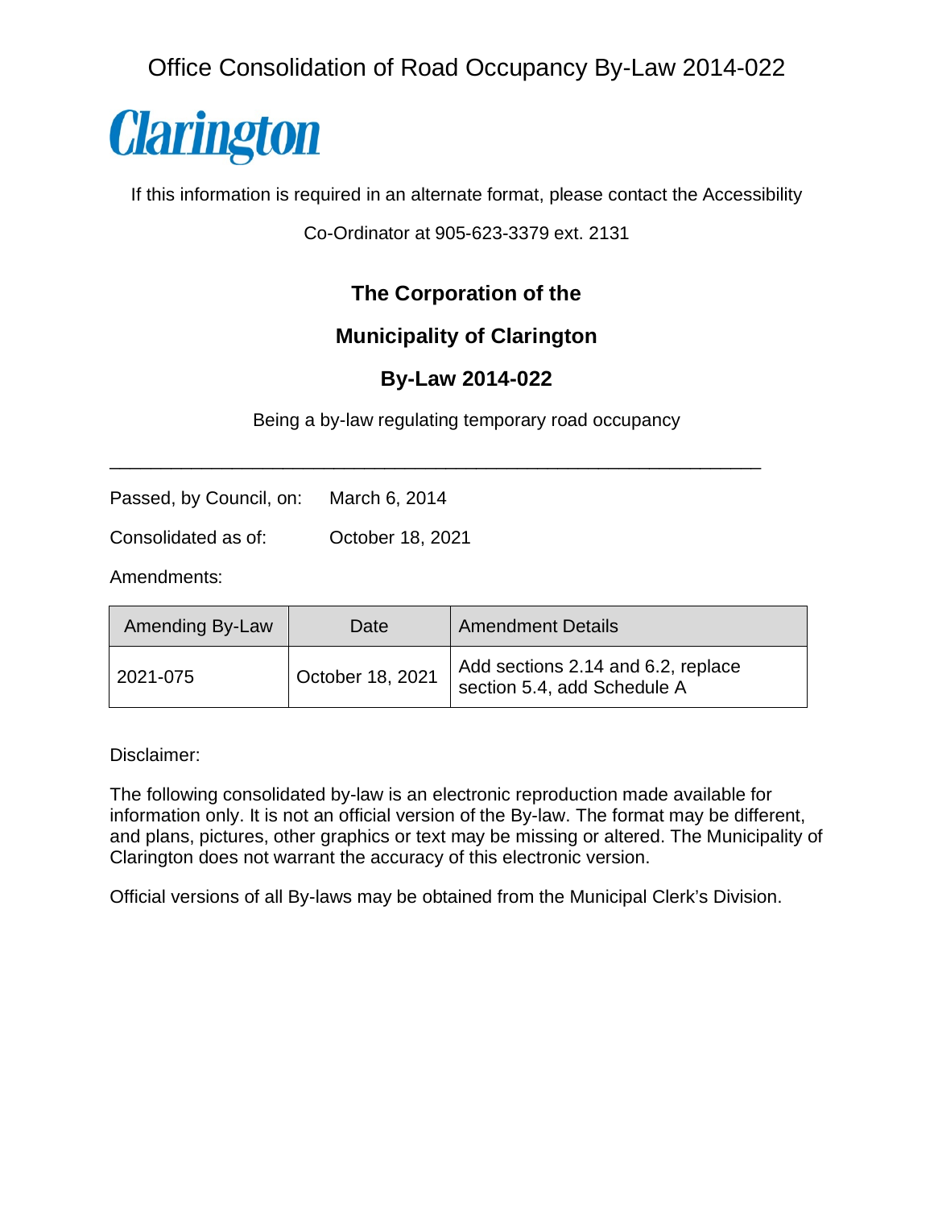Office Consolidation of Road Occupancy By-Law 2014-022

Clarington

If this information is required in an alternate format, please contact the Accessibility Co-Ordinator at 905-623-3379 ext. 2131

# The Corporation of the Municipality of Clarington

# By-Law 2014-022

Being a by-law regulating temporary road occupancy

---

Passed, by Council, on: March 6, 2014

Consolidated as of: October 18, 2021

Amendments:

| Amending By-Law | Date | Amendment Details |
|---|---|---|
| 2021-075 | October 18, 2021 | Add sections 2.14 and 6.2, replace section 5.4, add Schedule A |

Disclaimer:

The following consolidated by-law is an electronic reproduction made available for information only. It is not an official version of the By-law. The format may be different, and plans, pictures, other graphics or text may be missing or altered. The Municipality of Clarington does not warrant the accuracy of this electronic version.

Official versions of all By-laws may be obtained from the Municipal Clerk's Division.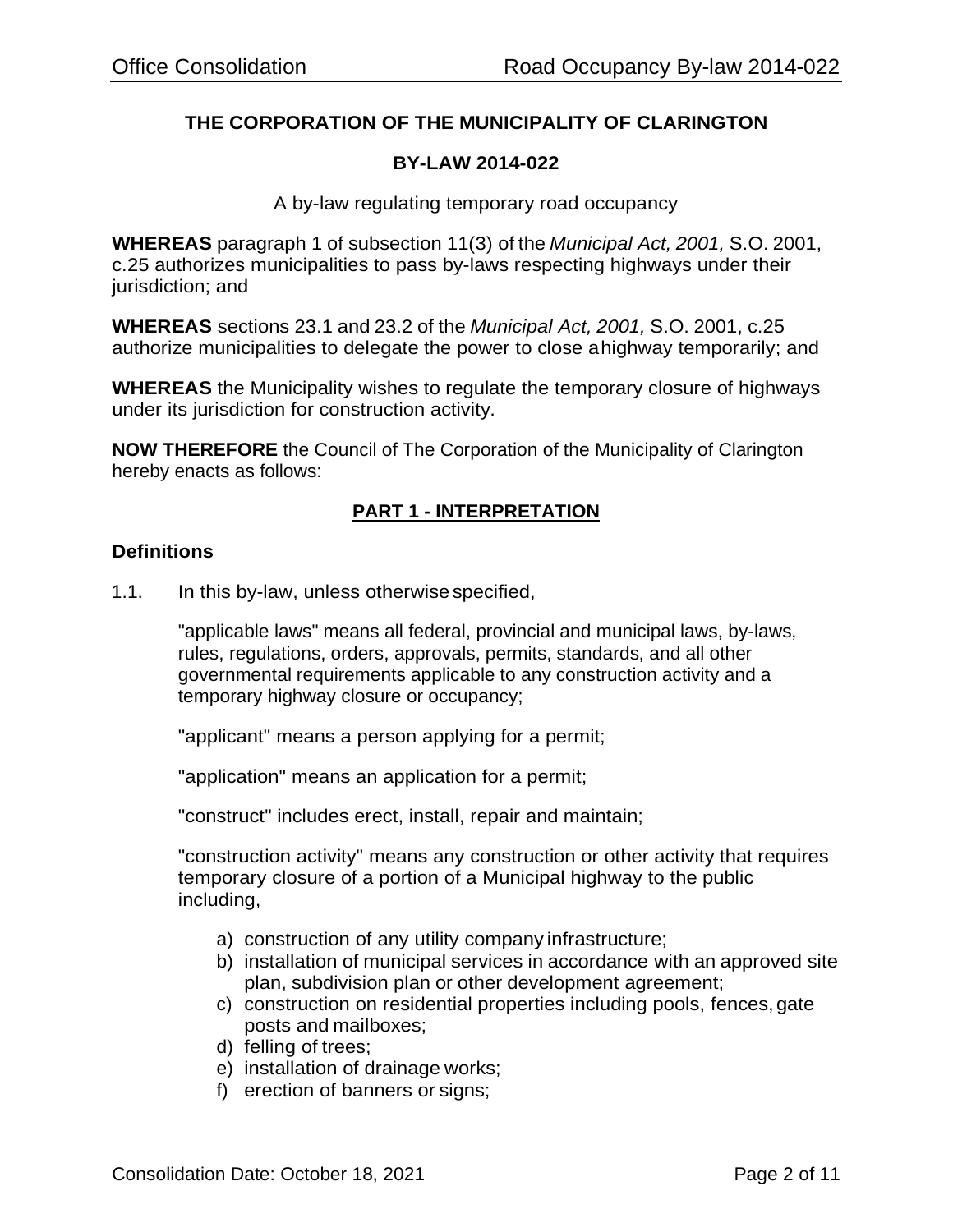**THE CORPORATION OF THE MUNICIPALITY OF CLARINGTON**

**BY-LAW 2014-022**

A by-law regulating temporary road occupancy

**WHEREAS** paragraph 1 of subsection 11(3) of the *Municipal Act, 2001,* S.O. 2001, c.25 authorizes municipalities to pass by-laws respecting highways under their jurisdiction; and

**WHEREAS** sections 23.1 and 23.2 of the *Municipal Act, 2001,* S.O. 2001, c.25 authorize municipalities to delegate the power to close a highway temporarily; and

**WHEREAS** the Municipality wishes to regulate the temporary closure of highways under its jurisdiction for construction activity.

**NOW THEREFORE** the Council of The Corporation of the Municipality of Clarington hereby enacts as follows:

## PART 1 - INTERPRETATION

### Definitions

1.1. In this by-law, unless otherwise specified,

"applicable laws" means all federal, provincial and municipal laws, by-laws, rules, regulations, orders, approvals, permits, standards, and all other governmental requirements applicable to any construction activity and a temporary highway closure or occupancy;

"applicant" means a person applying for a permit;

"application" means an application for a permit;

"construct" includes erect, install, repair and maintain;

"construction activity" means any construction or other activity that requires temporary closure of a portion of a Municipal highway to the public including,

a) construction of any utility company infrastructure;
b) installation of municipal services in accordance with an approved site plan, subdivision plan or other development agreement;
c) construction on residential properties including pools, fences, gate posts and mailboxes;
d) felling of trees;
e) installation of drainage works;
f) erection of banners or signs;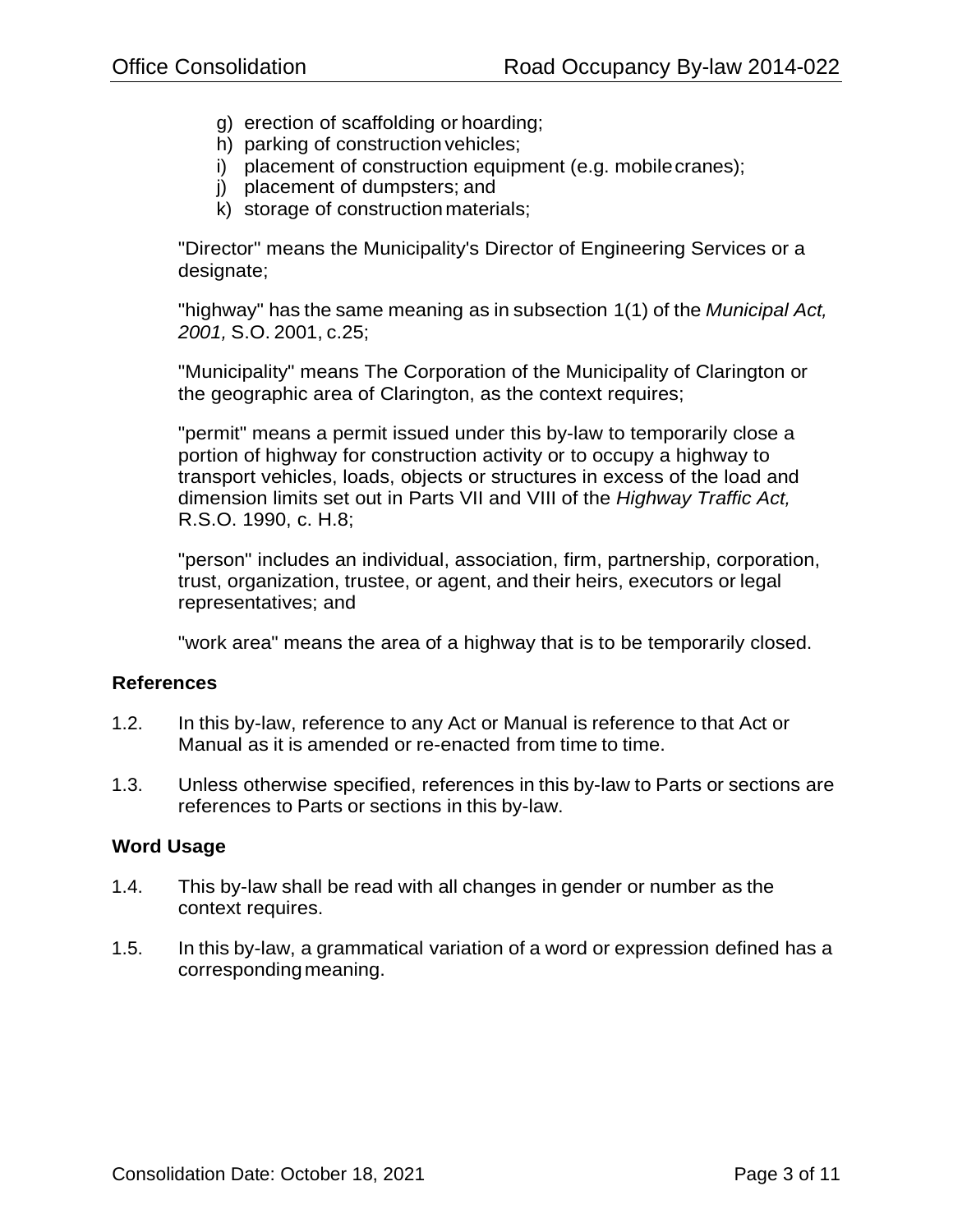g) erection of scaffolding or hoarding;
h) parking of construction vehicles;
i) placement of construction equipment (e.g. mobile cranes);
j) placement of dumpsters; and
k) storage of construction materials;

"Director" means the Municipality's Director of Engineering Services or a designate;

"highway" has the same meaning as in subsection 1(1) of the *Municipal Act, 2001,* S.O. 2001, c.25;

"Municipality" means The Corporation of the Municipality of Clarington or the geographic area of Clarington, as the context requires;

"permit" means a permit issued under this by-law to temporarily close a portion of highway for construction activity or to occupy a highway to transport vehicles, loads, objects or structures in excess of the load and dimension limits set out in Parts VII and VIII of the *Highway Traffic Act,* R.S.O. 1990, c. H.8;

"person" includes an individual, association, firm, partnership, corporation, trust, organization, trustee, or agent, and their heirs, executors or legal representatives; and

"work area" means the area of a highway that is to be temporarily closed.

### References

1.2. In this by-law, reference to any Act or Manual is reference to that Act or Manual as it is amended or re-enacted from time to time.

1.3. Unless otherwise specified, references in this by-law to Parts or sections are references to Parts or sections in this by-law.

### Word Usage

1.4. This by-law shall be read with all changes in gender or number as the context requires.

1.5. In this by-law, a grammatical variation of a word or expression defined has a corresponding meaning.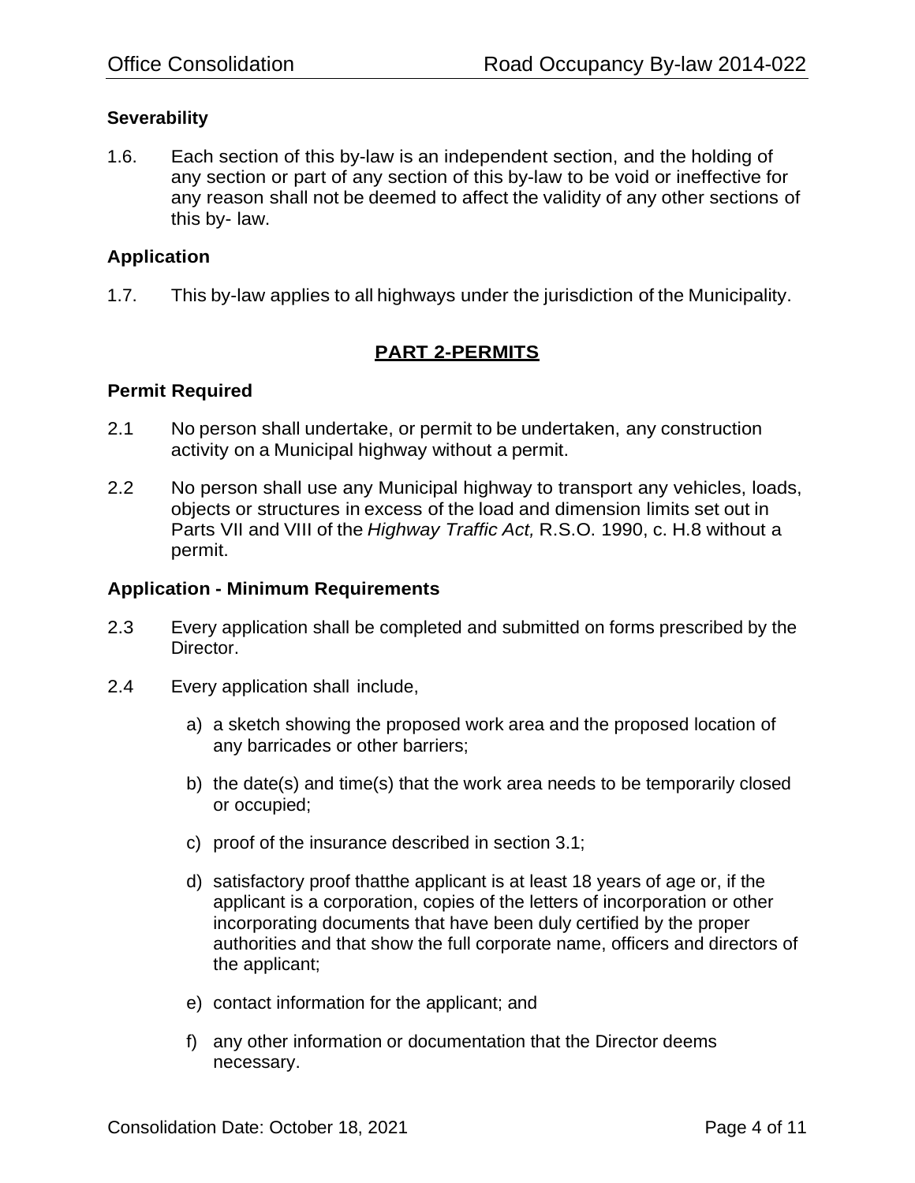### Severability

1.6. Each section of this by-law is an independent section, and the holding of any section or part of any section of this by-law to be void or ineffective for any reason shall not be deemed to affect the validity of any other sections of this by- law.

### Application

1.7. This by-law applies to all highways under the jurisdiction of the Municipality.

## PART 2-PERMITS

### Permit Required

2.1 No person shall undertake, or permit to be undertaken, any construction activity on a Municipal highway without a permit.

2.2 No person shall use any Municipal highway to transport any vehicles, loads, objects or structures in excess of the load and dimension limits set out in Parts VII and VIII of the *Highway Traffic Act,* R.S.O. 1990, c. H.8 without a permit.

### Application - Minimum Requirements

2.3 Every application shall be completed and submitted on forms prescribed by the Director.

2.4 Every application shall include,

a) a sketch showing the proposed work area and the proposed location of any barricades or other barriers;

b) the date(s) and time(s) that the work area needs to be temporarily closed or occupied;

c) proof of the insurance described in section 3.1;

d) satisfactory proof thatthe applicant is at least 18 years of age or, if the applicant is a corporation, copies of the letters of incorporation or other incorporating documents that have been duly certified by the proper authorities and that show the full corporate name, officers and directors of the applicant;

e) contact information for the applicant; and

f) any other information or documentation that the Director deems necessary.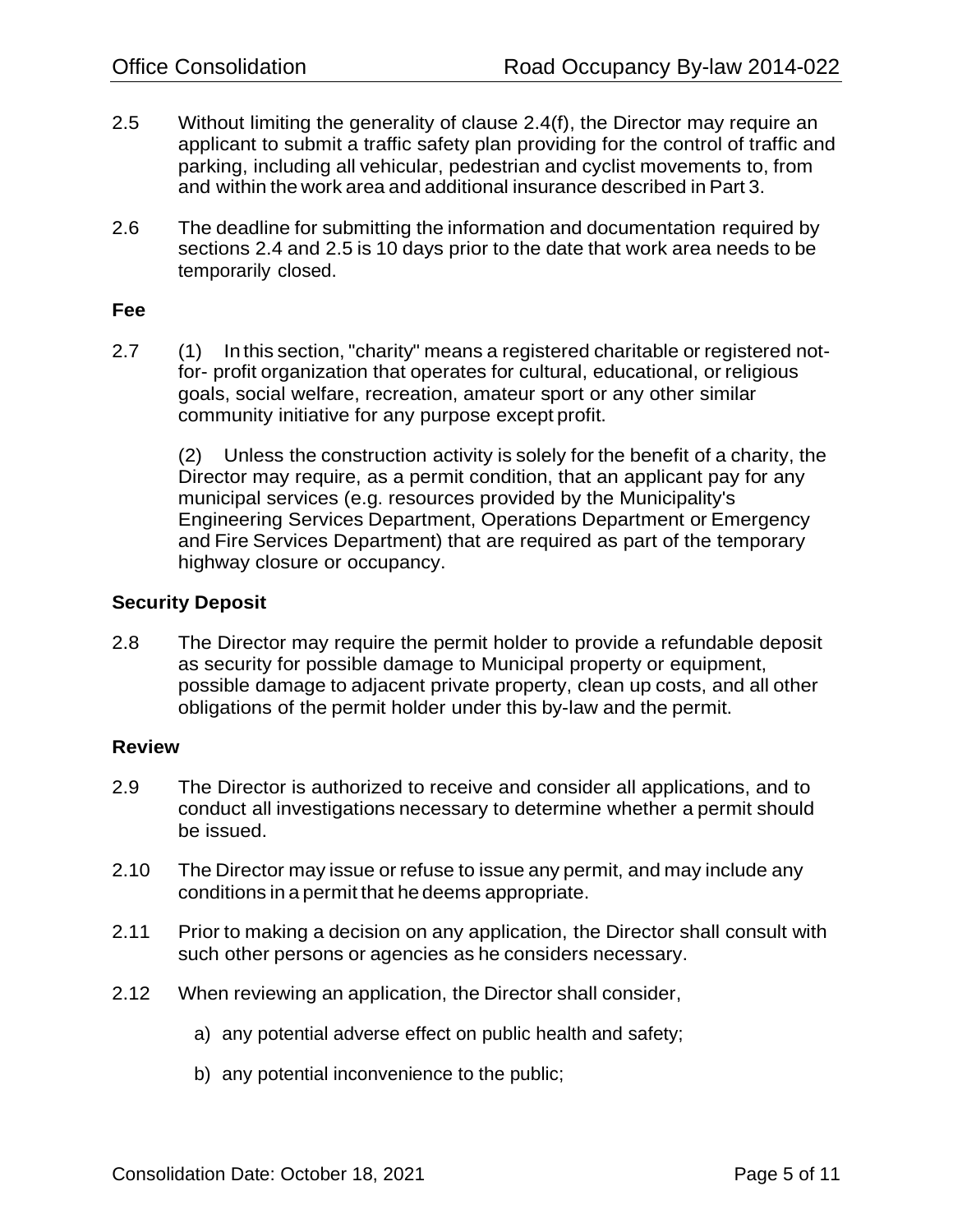2.5 Without limiting the generality of clause 2.4(f), the Director may require an applicant to submit a traffic safety plan providing for the control of traffic and parking, including all vehicular, pedestrian and cyclist movements to, from and within the work area and additional insurance described in Part 3.

2.6 The deadline for submitting the information and documentation required by sections 2.4 and 2.5 is 10 days prior to the date that work area needs to be temporarily closed.

### Fee

2.7 (1) In this section, "charity" means a registered charitable or registered not-for- profit organization that operates for cultural, educational, or religious goals, social welfare, recreation, amateur sport or any other similar community initiative for any purpose except profit.

(2) Unless the construction activity is solely for the benefit of a charity, the Director may require, as a permit condition, that an applicant pay for any municipal services (e.g. resources provided by the Municipality's Engineering Services Department, Operations Department or Emergency and Fire Services Department) that are required as part of the temporary highway closure or occupancy.

### Security Deposit

2.8 The Director may require the permit holder to provide a refundable deposit as security for possible damage to Municipal property or equipment, possible damage to adjacent private property, clean up costs, and all other obligations of the permit holder under this by-law and the permit.

### Review

2.9 The Director is authorized to receive and consider all applications, and to conduct all investigations necessary to determine whether a permit should be issued.

2.10 The Director may issue or refuse to issue any permit, and may include any conditions in a permit that he deems appropriate.

2.11 Prior to making a decision on any application, the Director shall consult with such other persons or agencies as he considers necessary.

2.12 When reviewing an application, the Director shall consider,

a) any potential adverse effect on public health and safety;

b) any potential inconvenience to the public;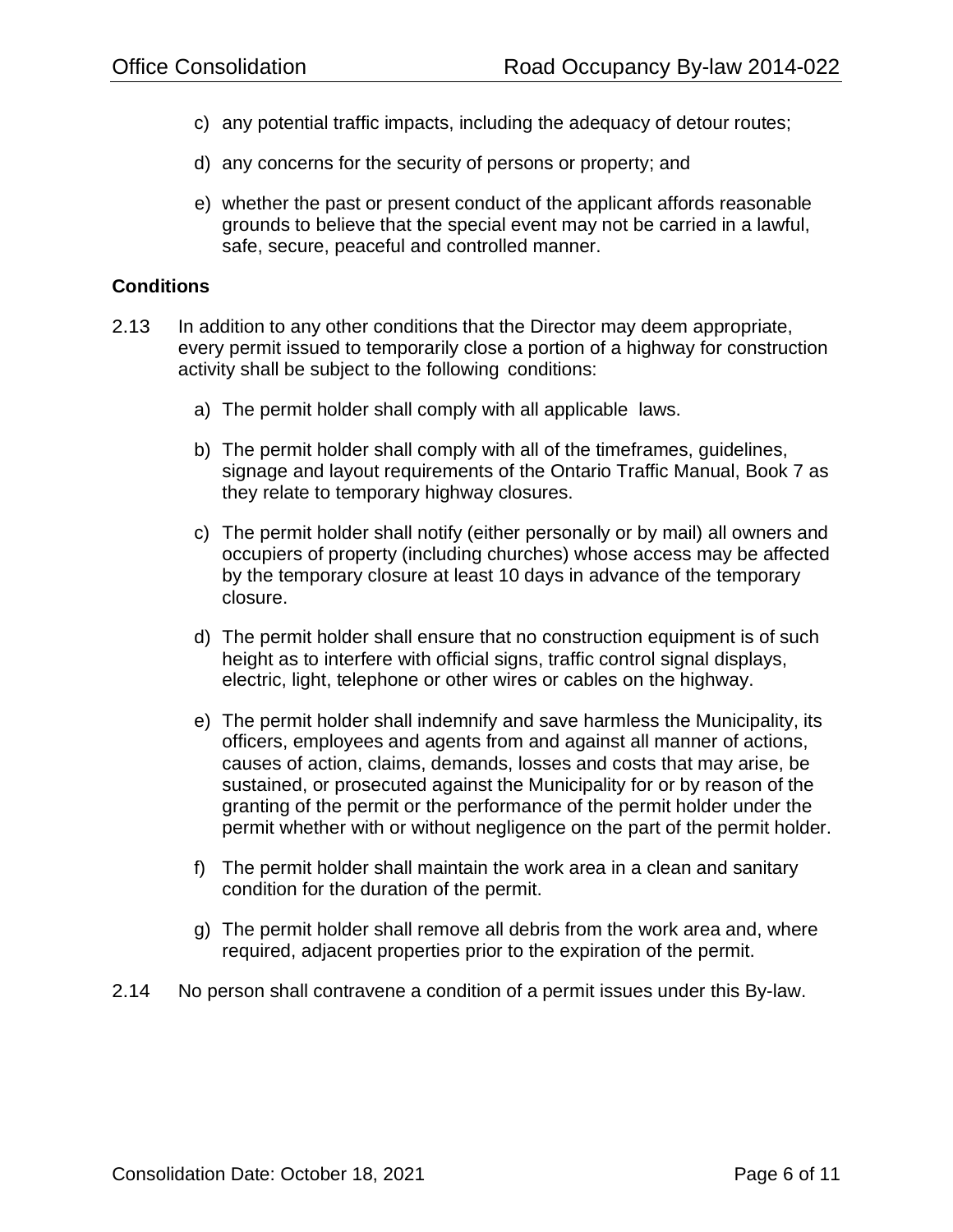c) any potential traffic impacts, including the adequacy of detour routes;

d) any concerns for the security of persons or property; and

e) whether the past or present conduct of the applicant affords reasonable grounds to believe that the special event may not be carried in a lawful, safe, secure, peaceful and controlled manner.

**Conditions**

2.13 In addition to any other conditions that the Director may deem appropriate, every permit issued to temporarily close a portion of a highway for construction activity shall be subject to the following conditions:

a) The permit holder shall comply with all applicable laws.

b) The permit holder shall comply with all of the timeframes, guidelines, signage and layout requirements of the Ontario Traffic Manual, Book 7 as they relate to temporary highway closures.

c) The permit holder shall notify (either personally or by mail) all owners and occupiers of property (including churches) whose access may be affected by the temporary closure at least 10 days in advance of the temporary closure.

d) The permit holder shall ensure that no construction equipment is of such height as to interfere with official signs, traffic control signal displays, electric, light, telephone or other wires or cables on the highway.

e) The permit holder shall indemnify and save harmless the Municipality, its officers, employees and agents from and against all manner of actions, causes of action, claims, demands, losses and costs that may arise, be sustained, or prosecuted against the Municipality for or by reason of the granting of the permit or the performance of the permit holder under the permit whether with or without negligence on the part of the permit holder.

f) The permit holder shall maintain the work area in a clean and sanitary condition for the duration of the permit.

g) The permit holder shall remove all debris from the work area and, where required, adjacent properties prior to the expiration of the permit.

2.14 No person shall contravene a condition of a permit issues under this By-law.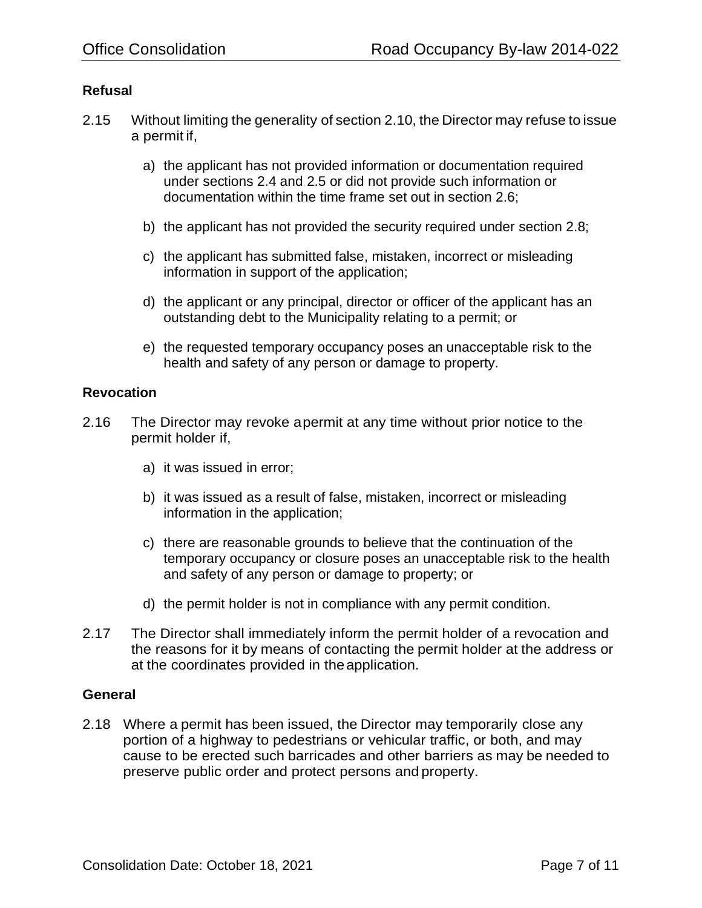### Refusal

2.15 Without limiting the generality of section 2.10, the Director may refuse to issue a permit if,

  a) the applicant has not provided information or documentation required under sections 2.4 and 2.5 or did not provide such information or documentation within the time frame set out in section 2.6;

  b) the applicant has not provided the security required under section 2.8;

  c) the applicant has submitted false, mistaken, incorrect or misleading information in support of the application;

  d) the applicant or any principal, director or officer of the applicant has an outstanding debt to the Municipality relating to a permit; or

  e) the requested temporary occupancy poses an unacceptable risk to the health and safety of any person or damage to property.

### Revocation

2.16 The Director may revoke a permit at any time without prior notice to the permit holder if,

  a) it was issued in error;

  b) it was issued as a result of false, mistaken, incorrect or misleading information in the application;

  c) there are reasonable grounds to believe that the continuation of the temporary occupancy or closure poses an unacceptable risk to the health and safety of any person or damage to property; or

  d) the permit holder is not in compliance with any permit condition.

2.17 The Director shall immediately inform the permit holder of a revocation and the reasons for it by means of contacting the permit holder at the address or at the coordinates provided in the application.

### General

2.18 Where a permit has been issued, the Director may temporarily close any portion of a highway to pedestrians or vehicular traffic, or both, and may cause to be erected such barricades and other barriers as may be needed to preserve public order and protect persons and property.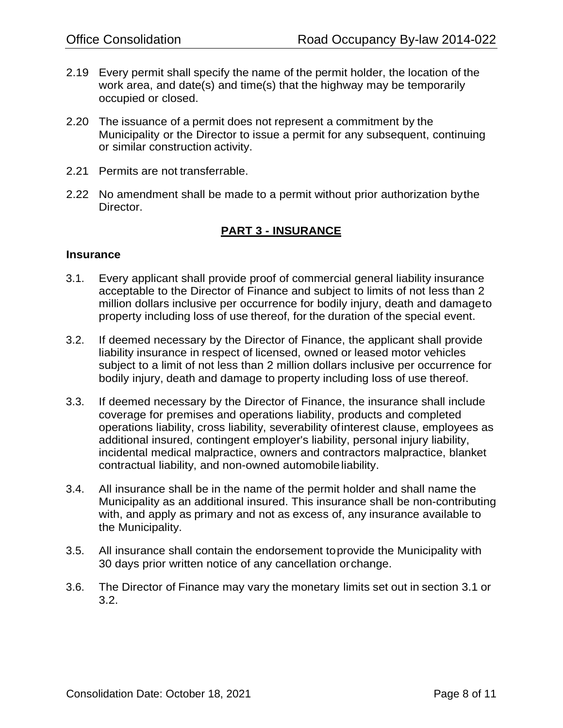2.19 Every permit shall specify the name of the permit holder, the location of the work area, and date(s) and time(s) that the highway may be temporarily occupied or closed.

2.20 The issuance of a permit does not represent a commitment by the Municipality or the Director to issue a permit for any subsequent, continuing or similar construction activity.

2.21 Permits are not transferrable.

2.22 No amendment shall be made to a permit without prior authorization bythe Director.

## PART 3 - INSURANCE

### Insurance

3.1. Every applicant shall provide proof of commercial general liability insurance acceptable to the Director of Finance and subject to limits of not less than 2 million dollars inclusive per occurrence for bodily injury, death and damageto property including loss of use thereof, for the duration of the special event.

3.2. If deemed necessary by the Director of Finance, the applicant shall provide liability insurance in respect of licensed, owned or leased motor vehicles subject to a limit of not less than 2 million dollars inclusive per occurrence for bodily injury, death and damage to property including loss of use thereof.

3.3. If deemed necessary by the Director of Finance, the insurance shall include coverage for premises and operations liability, products and completed operations liability, cross liability, severability ofinterest clause, employees as additional insured, contingent employer's liability, personal injury liability, incidental medical malpractice, owners and contractors malpractice, blanket contractual liability, and non-owned automobile liability.

3.4. All insurance shall be in the name of the permit holder and shall name the Municipality as an additional insured. This insurance shall be non-contributing with, and apply as primary and not as excess of, any insurance available to the Municipality.

3.5. All insurance shall contain the endorsement toprovide the Municipality with 30 days prior written notice of any cancellation orchange.

3.6. The Director of Finance may vary the monetary limits set out in section 3.1 or 3.2.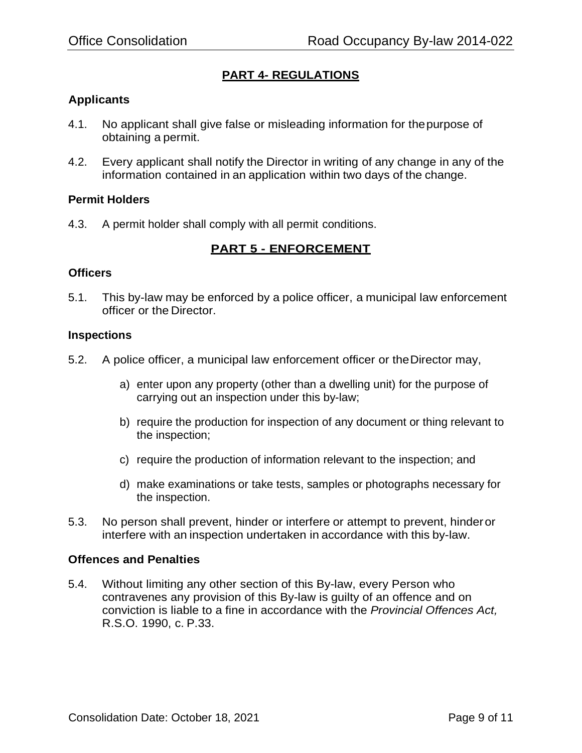## PART 4- REGULATIONS

### Applicants

4.1. No applicant shall give false or misleading information for the purpose of obtaining a permit.

4.2. Every applicant shall notify the Director in writing of any change in any of the information contained in an application within two days of the change.

### Permit Holders

4.3. A permit holder shall comply with all permit conditions.

## PART 5 - ENFORCEMENT

### Officers

5.1. This by-law may be enforced by a police officer, a municipal law enforcement officer or the Director.

### Inspections

5.2. A police officer, a municipal law enforcement officer or the Director may,

a) enter upon any property (other than a dwelling unit) for the purpose of carrying out an inspection under this by-law;

b) require the production for inspection of any document or thing relevant to the inspection;

c) require the production of information relevant to the inspection; and

d) make examinations or take tests, samples or photographs necessary for the inspection.

5.3. No person shall prevent, hinder or interfere or attempt to prevent, hinder or interfere with an inspection undertaken in accordance with this by-law.

### Offences and Penalties

5.4. Without limiting any other section of this By-law, every Person who contravenes any provision of this By-law is guilty of an offence and on conviction is liable to a fine in accordance with the *Provincial Offences Act,* R.S.O. 1990, c. P.33.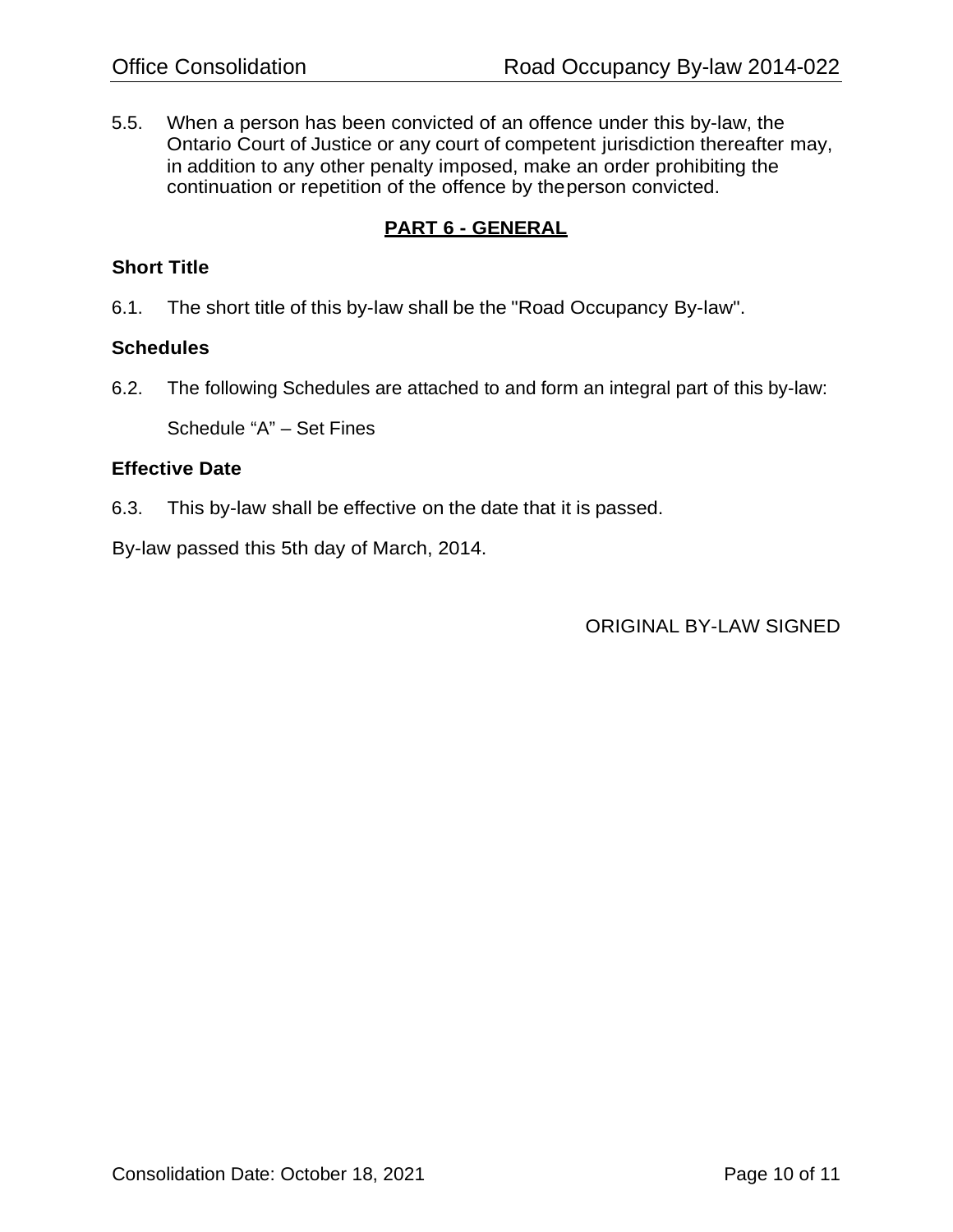5.5. When a person has been convicted of an offence under this by-law, the Ontario Court of Justice or any court of competent jurisdiction thereafter may, in addition to any other penalty imposed, make an order prohibiting the continuation or repetition of the offence by the person convicted.

## PART 6 - GENERAL

### Short Title

6.1. The short title of this by-law shall be the "Road Occupancy By-law".

### Schedules

6.2. The following Schedules are attached to and form an integral part of this by-law:

Schedule "A" – Set Fines

### Effective Date

6.3. This by-law shall be effective on the date that it is passed.

By-law passed this 5th day of March, 2014.

ORIGINAL BY-LAW SIGNED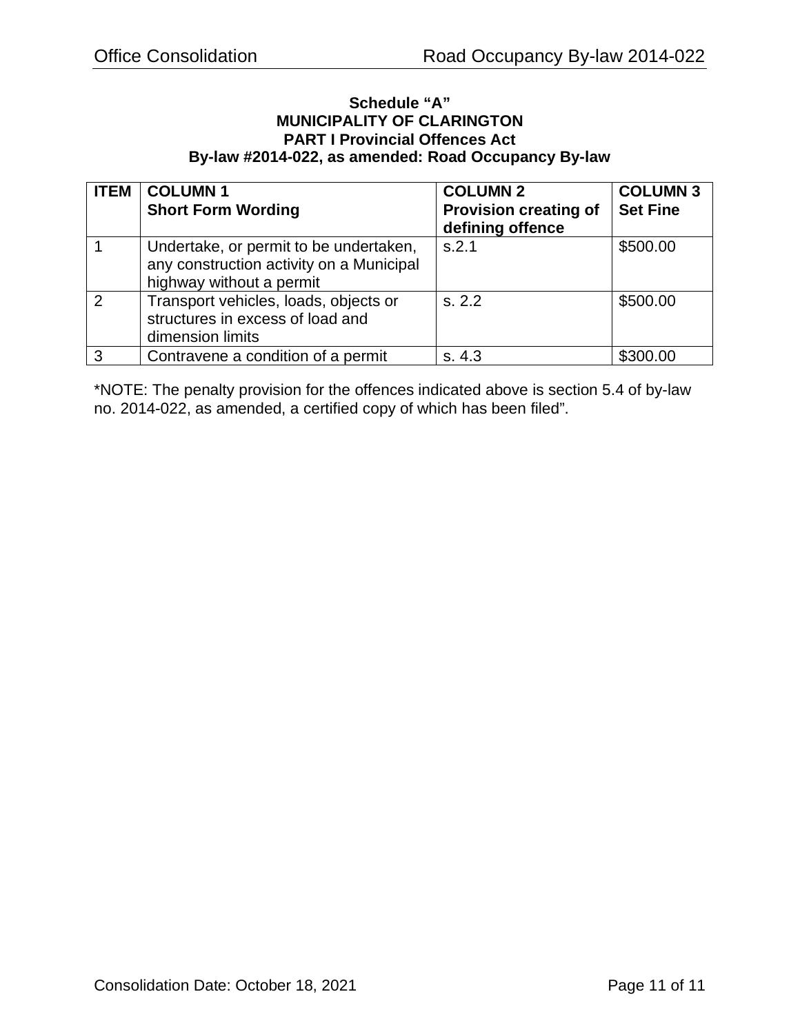**Schedule "A"**
**MUNICIPALITY OF CLARINGTON**
**PART I Provincial Offences Act**
**By-law #2014-022, as amended: Road Occupancy By-law**

| ITEM | COLUMN 1 Short Form Wording | COLUMN 2 Provision creating of defining offence | COLUMN 3 Set Fine |
|---|---|---|---|
| 1 | Undertake, or permit to be undertaken, any construction activity on a Municipal highway without a permit | s.2.1 | $500.00 |
| 2 | Transport vehicles, loads, objects or structures in excess of load and dimension limits | s. 2.2 | $500.00 |
| 3 | Contravene a condition of a permit | s. 4.3 | $300.00 |

*NOTE: The penalty provision for the offences indicated above is section 5.4 of by-law no. 2014-022, as amended, a certified copy of which has been filed".